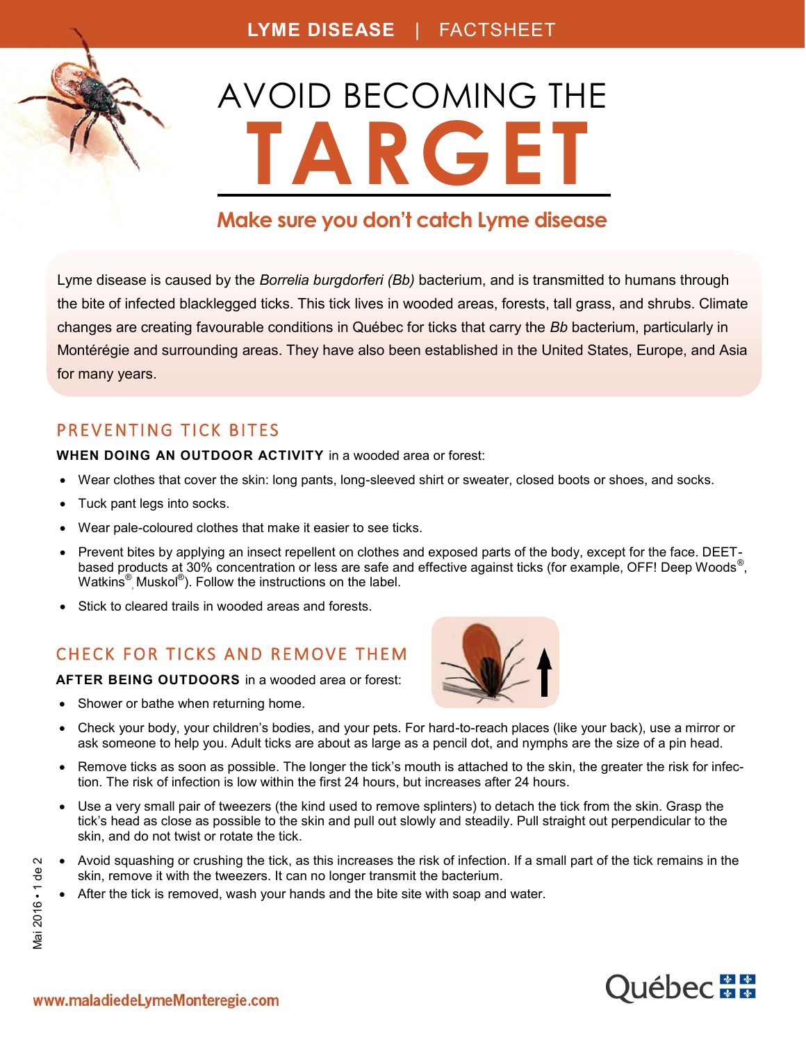LYME DISEASE | FACTSHEET

# AVOID BECOMING THE TARGET

## Make sure you don't catch Lyme disease

Lyme disease is caused by the *Borrelia burgdorferi (Bb)* bacterium, and is transmitted to humans through the bite of infected blacklegged ticks. This tick lives in wooded areas, forests, tall grass, and shrubs. Climate changes are creating favourable conditions in Québec for ticks that carry the *Bb* bacterium, particularly in Montérégie and surrounding areas. They have also been established in the United States, Europe, and Asia for many years.

## PREVENTING TICK BITES

**WHEN DOING AN OUTDOOR ACTIVITY** in a wooded area or forest:

- Wear clothes that cover the skin: long pants, long-sleeved shirt or sweater, closed boots or shoes, and socks.
- Tuck pant legs into socks.
- Wear pale-coloured clothes that make it easier to see ticks.
- Prevent bites by applying an insect repellent on clothes and exposed parts of the body, except for the face. DEET-based products at 30% concentration or less are safe and effective against ticks (for example, OFF! Deep Woods®, Watkins®, Muskol®). Follow the instructions on the label.
- Stick to cleared trails in wooded areas and forests.

## CHECK FOR TICKS AND REMOVE THEM

**AFTER BEING OUTDOORS** in a wooded area or forest:

- Shower or bathe when returning home.
- Check your body, your children's bodies, and your pets. For hard-to-reach places (like your back), use a mirror or ask someone to help you. Adult ticks are about as large as a pencil dot, and nymphs are the size of a pin head.
- Remove ticks as soon as possible. The longer the tick's mouth is attached to the skin, the greater the risk for infection. The risk of infection is low within the first 24 hours, but increases after 24 hours.
- Use a very small pair of tweezers (the kind used to remove splinters) to detach the tick from the skin. Grasp the tick's head as close as possible to the skin and pull out slowly and steadily. Pull straight out perpendicular to the skin, and do not twist or rotate the tick.
- Avoid squashing or crushing the tick, as this increases the risk of infection. If a small part of the tick remains in the skin, remove it with the tweezers. It can no longer transmit the bacterium.
- After the tick is removed, wash your hands and the bite site with soap and water.

Mai 2016

www.maladiedeLymeMonteregie.com

Québec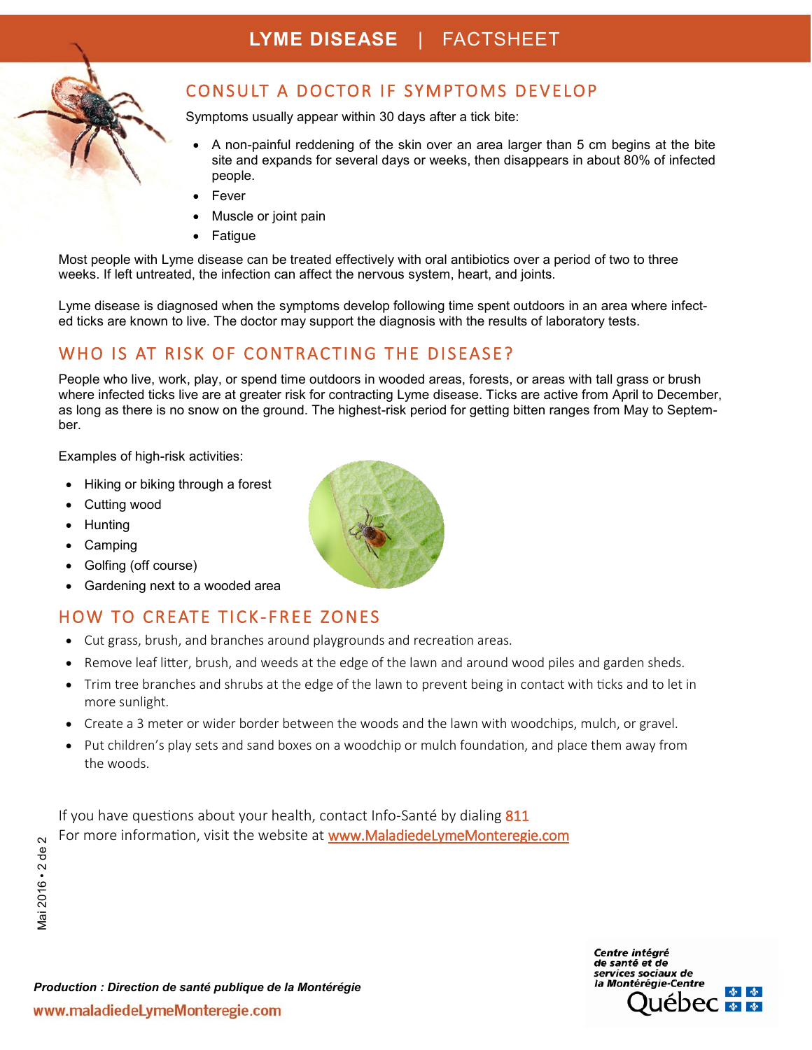# LYME DISEASE | FACTSHEET

## CONSULT A DOCTOR IF SYMPTOMS DEVELOP

Symptoms usually appear within 30 days after a tick bite:

- A non-painful reddening of the skin over an area larger than 5 cm begins at the bite site and expands for several days or weeks, then disappears in about 80% of infected people.
- Fever
- Muscle or joint pain
- Fatigue

Most people with Lyme disease can be treated effectively with oral antibiotics over a period of two to three weeks. If left untreated, the infection can affect the nervous system, heart, and joints.

Lyme disease is diagnosed when the symptoms develop following time spent outdoors in an area where infected ticks are known to live. The doctor may support the diagnosis with the results of laboratory tests.

## WHO IS AT RISK OF CONTRACTING THE DISEASE?

People who live, work, play, or spend time outdoors in wooded areas, forests, or areas with tall grass or brush where infected ticks live are at greater risk for contracting Lyme disease. Ticks are active from April to December, as long as there is no snow on the ground. The highest-risk period for getting bitten ranges from May to September.

Examples of high-risk activities:

- Hiking or biking through a forest
- Cutting wood
- Hunting
- Camping
- Golfing (off course)
- Gardening next to a wooded area

## HOW TO CREATE TICK-FREE ZONES

- Cut grass, brush, and branches around playgrounds and recreation areas.
- Remove leaf litter, brush, and weeds at the edge of the lawn and around wood piles and garden sheds.
- Trim tree branches and shrubs at the edge of the lawn to prevent being in contact with ticks and to let in more sunlight.
- Create a 3 meter or wider border between the woods and the lawn with woodchips, mulch, or gravel.
- Put children's play sets and sand boxes on a woodchip or mulch foundation, and place them away from the woods.

If you have questions about your health, contact Info-Santé by dialing 811
For more information, visit the website at www.MaladiedeLymeMonteregie.com

Mai 2016

***Production : Direction de santé publique de la Montérégie***

www.maladiedeLymeMonteregie.com

Centre intégré de santé et de services sociaux de la Montérégie-Centre
Québec